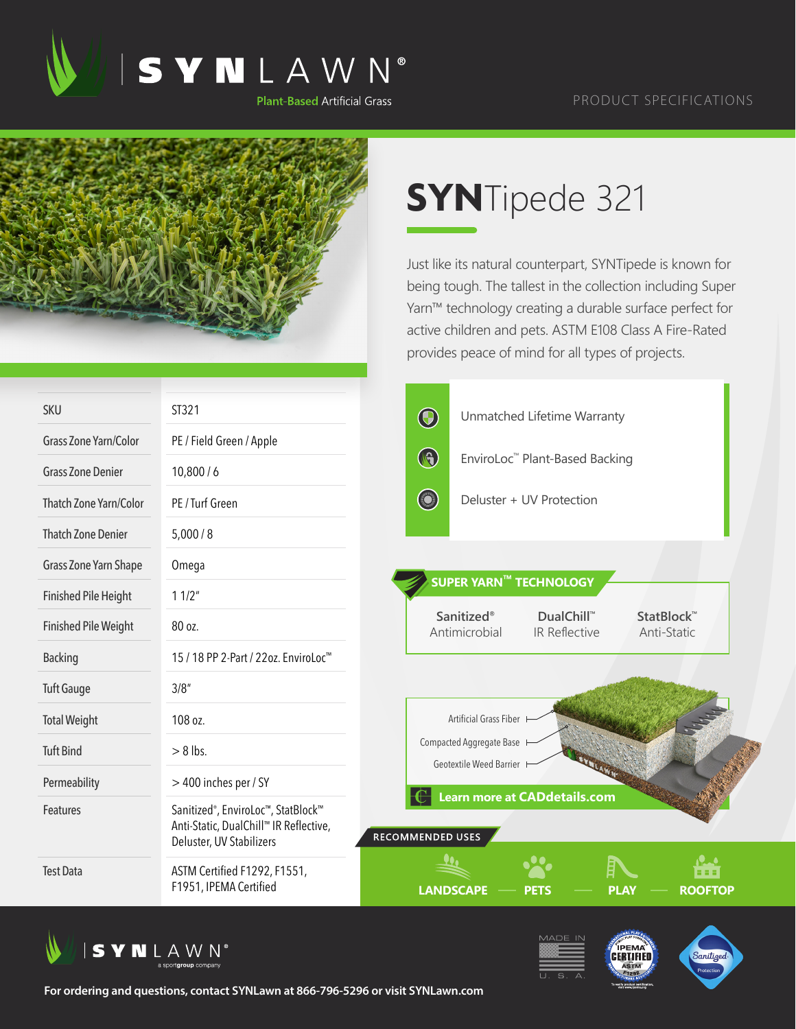# SYNLAWN®

Plant-Based Artificial Grass

PRODUCT SPECIFICATIONS

## SYNTipede 321

Just like its natural counterpart, SYNTipede is known for being tough. The tallest in the collection including Super Yarn™ technology creating a durable surface perfect for active children and pets. ASTM E108 Class A Fire-Rated provides peace of mind for all types of projects.

- Unmatched Lifetime Warranty
- EnviroLoc™ Plant-Based Backing
- Deluster + UV Protection

| SKU | ST321 |
| --- | --- |
| Grass Zone Yarn/Color | PE / Field Green / Apple |
| Grass Zone Denier | 10,800 / 6 |
| Thatch Zone Yarn/Color | PE / Turf Green |
| Thatch Zone Denier | 5,000 / 8 |
| Grass Zone Yarn Shape | Omega |
| Finished Pile Height | 1 1/2" |
| Finished Pile Weight | 80 oz. |
| Backing | 15 / 18 PP 2-Part / 22oz. EnviroLoc™ |
| Tuft Gauge | 3/8" |
| Total Weight | 108 oz. |
| Tuft Bind | > 8 lbs. |
| Permeability | > 400 inches per / SY |
| Features | Sanitized®, EnviroLoc™, StatBlock™ Anti-Static, DualChill™ IR Reflective, Deluster, UV Stabilizers |
| Test Data | ASTM Certified F1292, F1551, F1951, IPEMA Certified |

### SUPER YARN™ TECHNOLOGY

- Sanitized® Antimicrobial
- DualChill™ IR Reflective
- StatBlock™ Anti-Static

Artificial Grass Fiber
Compacted Aggregate Base
Geotextile Weed Barrier

Learn more at CADdetails.com

### RECOMMENDED USES

LANDSCAPE — PETS — PLAY — ROOFTOP

SYNLAWN® a sportgroup company

MADE IN U. S. A.

For ordering and questions, contact SYNLawn at 866-796-5296 or visit SYNLawn.com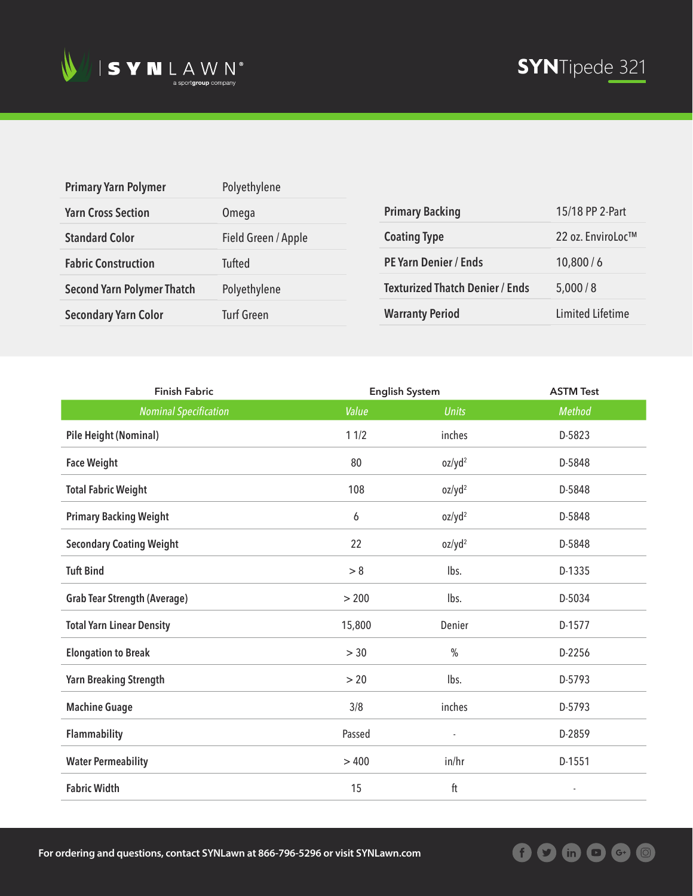SYNLAWN® a sportgroup company

# SYNTipede 321

| | |
|---|---|
| Primary Yarn Polymer | Polyethylene |
| Yarn Cross Section | Omega |
| Standard Color | Field Green / Apple |
| Fabric Construction | Tufted |
| Second Yarn Polymer Thatch | Polyethylene |
| Secondary Yarn Color | Turf Green |

| | |
|---|---|
| Primary Backing | 15/18 PP 2-Part |
| Coating Type | 22 oz. EnviroLoc™ |
| PE Yarn Denier / Ends | 10,800 / 6 |
| Texturized Thatch Denier / Ends | 5,000 / 8 |
| Warranty Period | Limited Lifetime |

| Finish Fabric | English System | | ASTM Test |
|---|---|---|---|
| *Nominal Specification* | *Value* | *Units* | *Method* |
| Pile Height (Nominal) | 1 1/2 | inches | D-5823 |
| Face Weight | 80 | $oz/yd^2$ | D-5848 |
| Total Fabric Weight | 108 | $oz/yd^2$ | D-5848 |
| Primary Backing Weight | 6 | $oz/yd^2$ | D-5848 |
| Secondary Coating Weight | 22 | $oz/yd^2$ | D-5848 |
| Tuft Bind | > 8 | lbs. | D-1335 |
| Grab Tear Strength (Average) | > 200 | lbs. | D-5034 |
| Total Yarn Linear Density | 15,800 | Denier | D-1577 |
| Elongation to Break | > 30 | % | D-2256 |
| Yarn Breaking Strength | > 20 | lbs. | D-5793 |
| Machine Guage | 3/8 | inches | D-5793 |
| Flammability | Passed | - | D-2859 |
| Water Permeability | > 400 | in/hr | D-1551 |
| Fabric Width | 15 | ft | - |

**For ordering and questions, contact SYNLawn at 866-796-5296 or visit SYNLawn.com**